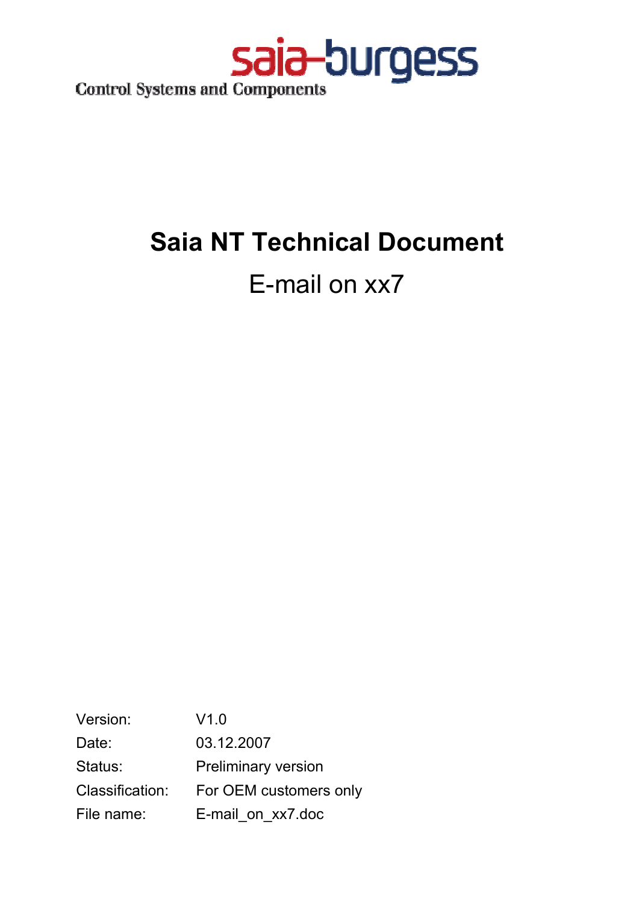saia-burgess

Control Systems and Components

# Saia NT Technical Document

## E-mail on xx7

| | |
|---|---|
| Version: | V1.0 |
| Date: | 03.12.2007 |
| Status: | Preliminary version |
| Classification: | For OEM customers only |
| File name: | E-mail_on_xx7.doc |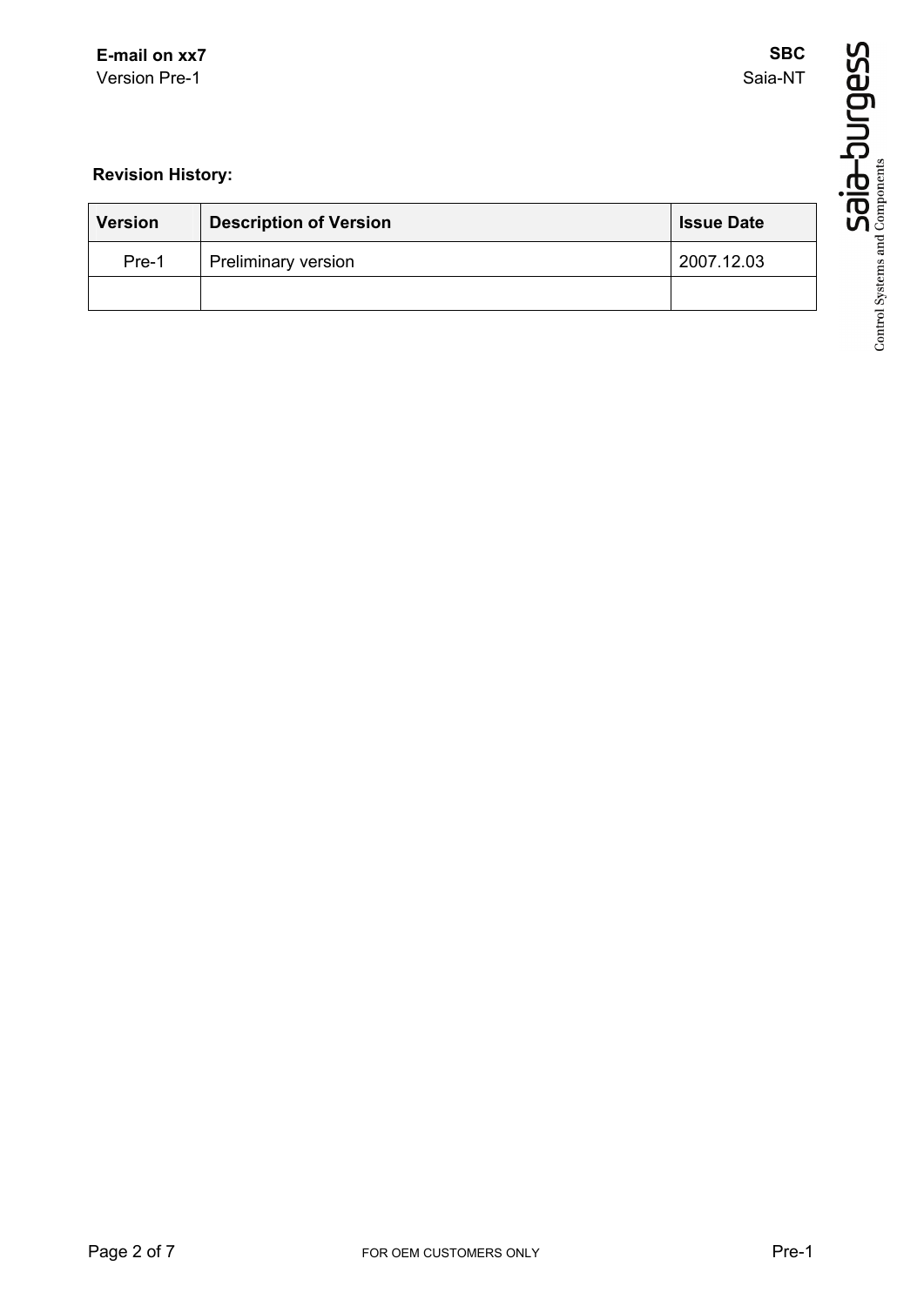**Revision History:**

| Version | Description of Version | Issue Date |
|---|---|---|
| Pre-1 | Preliminary version | 2007.12.03 |
| | | |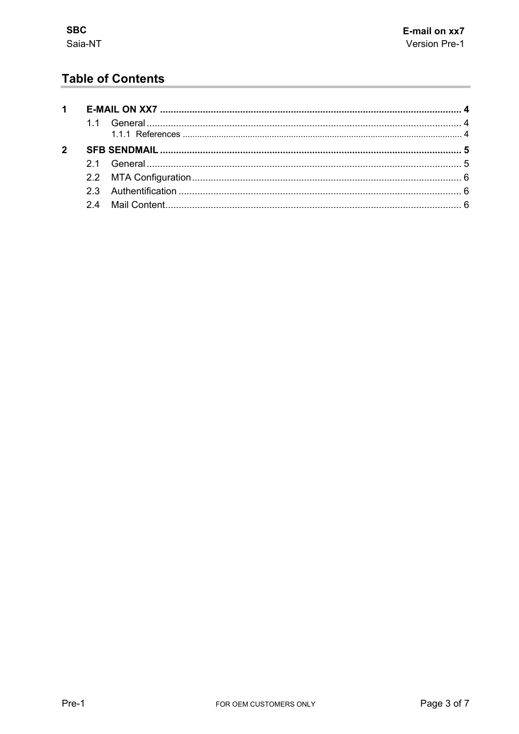# Table of Contents

**1 E-MAIL ON XX7 ... 4**

- 1.1 General ... 4
  - 1.1.1 References ... 4

**2 SFB SENDMAIL ... 5**

- 2.1 General ... 5
- 2.2 MTA Configuration ... 6
- 2.3 Authentification ... 6
- 2.4 Mail Content ... 6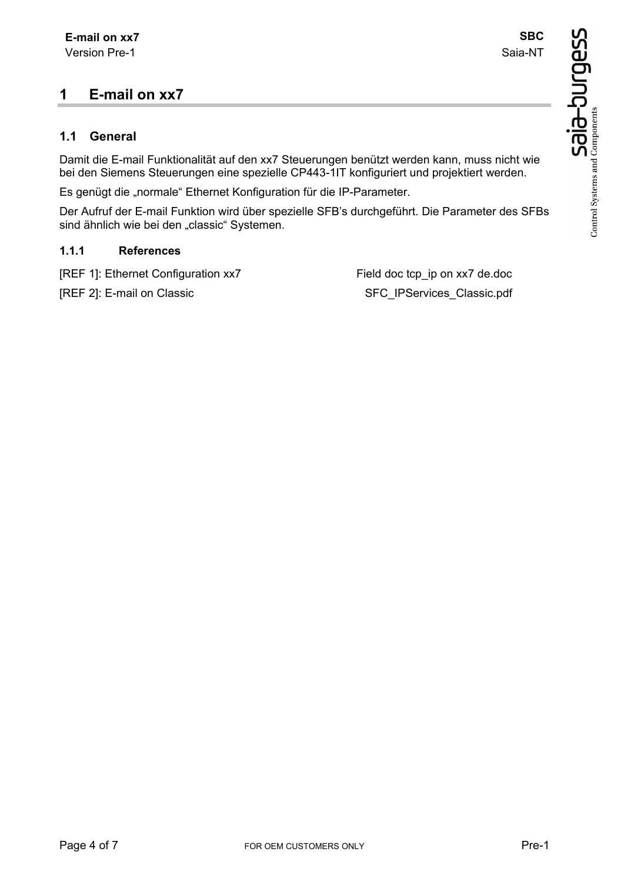# 1 E-mail on xx7

## 1.1 General

Damit die E-mail Funktionalität auf den xx7 Steuerungen benützt werden kann, muss nicht wie bei den Siemens Steuerungen eine spezielle CP443-1IT konfiguriert und projektiert werden.

Es genügt die „normale“ Ethernet Konfiguration für die IP-Parameter.

Der Aufruf der E-mail Funktion wird über spezielle SFB’s durchgeführt. Die Parameter des SFBs sind ähnlich wie bei den „classic“ Systemen.

### 1.1.1 References

| | |
|---|---|
| [REF 1]: Ethernet Configuration xx7 | Field doc tcp_ip on xx7 de.doc |
| [REF 2]: E-mail on Classic | SFC_IPServices_Classic.pdf |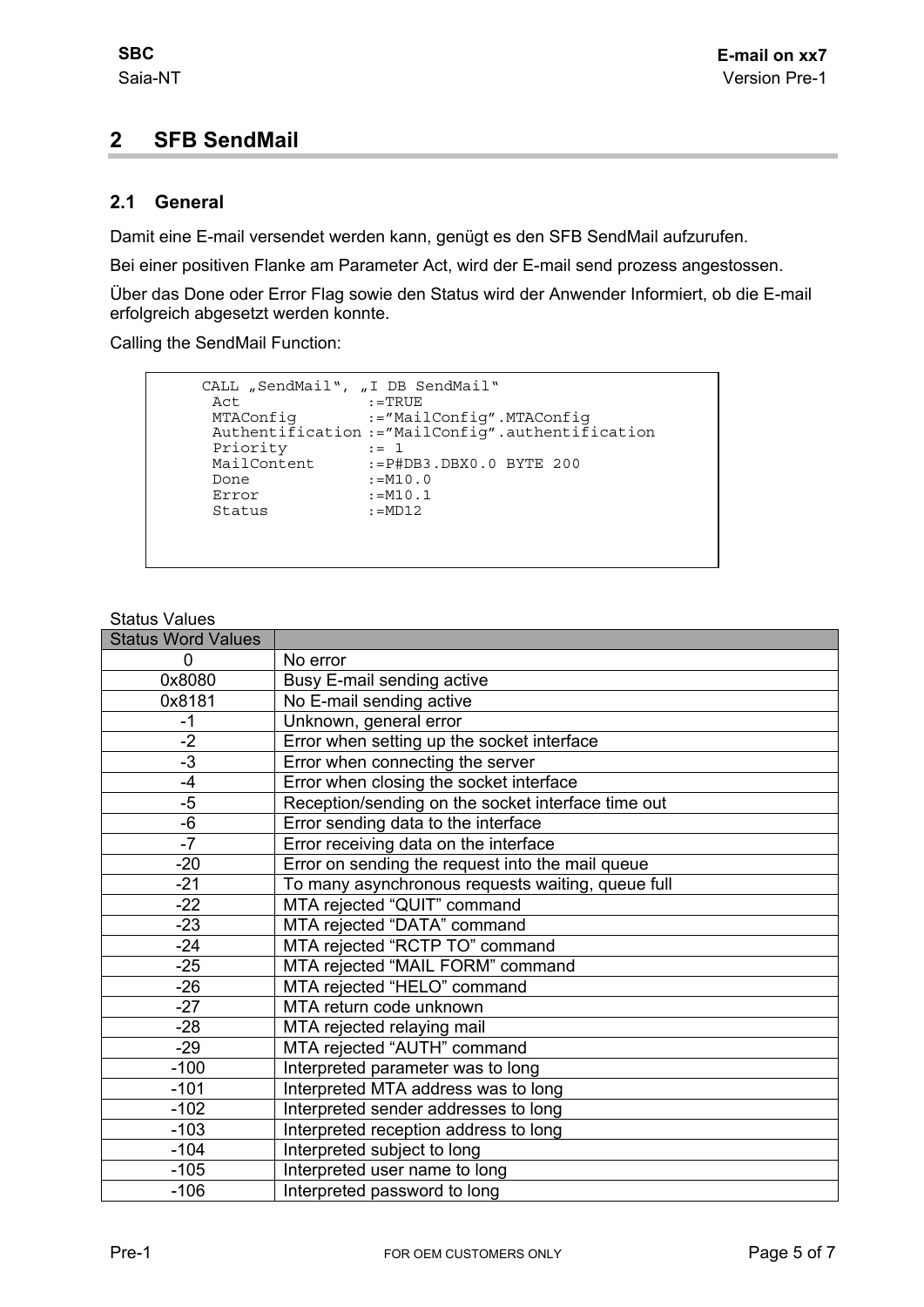# 2 SFB SendMail

## 2.1 General

Damit eine E-mail versendet werden kann, genügt es den SFB SendMail aufzurufen.

Bei einer positiven Flanke am Parameter Act, wird der E-mail send prozess angestossen.

Über das Done oder Error Flag sowie den Status wird der Anwender Informiert, ob die E-mail erfolgreich abgesetzt werden konnte.

Calling the SendMail Function:

```
CALL „SendMail“, „I DB SendMail“
 Act              :=TRUE
 MTAConfig        :=”MailConfig”.MTAConfig
 Authentification :=”MailConfig”.authentification
 Priority         := 1
 MailContent      :=P#DB3.DBX0.0 BYTE 200
 Done             :=M10.0
 Error            :=M10.1
 Status           :=MD12
```

Status Values

| Status Word Values | |
|---|---|
| 0 | No error |
| 0x8080 | Busy E-mail sending active |
| 0x8181 | No E-mail sending active |
| -1 | Unknown, general error |
| -2 | Error when setting up the socket interface |
| -3 | Error when connecting the server |
| -4 | Error when closing the socket interface |
| -5 | Reception/sending on the socket interface time out |
| -6 | Error sending data to the interface |
| -7 | Error receiving data on the interface |
| -20 | Error on sending the request into the mail queue |
| -21 | To many asynchronous requests waiting, queue full |
| -22 | MTA rejected “QUIT” command |
| -23 | MTA rejected “DATA” command |
| -24 | MTA rejected “RCTP TO” command |
| -25 | MTA rejected “MAIL FORM” command |
| -26 | MTA rejected “HELO” command |
| -27 | MTA return code unknown |
| -28 | MTA rejected relaying mail |
| -29 | MTA rejected “AUTH” command |
| -100 | Interpreted parameter was to long |
| -101 | Interpreted MTA address was to long |
| -102 | Interpreted sender addresses to long |
| -103 | Interpreted reception address to long |
| -104 | Interpreted subject to long |
| -105 | Interpreted user name to long |
| -106 | Interpreted password to long |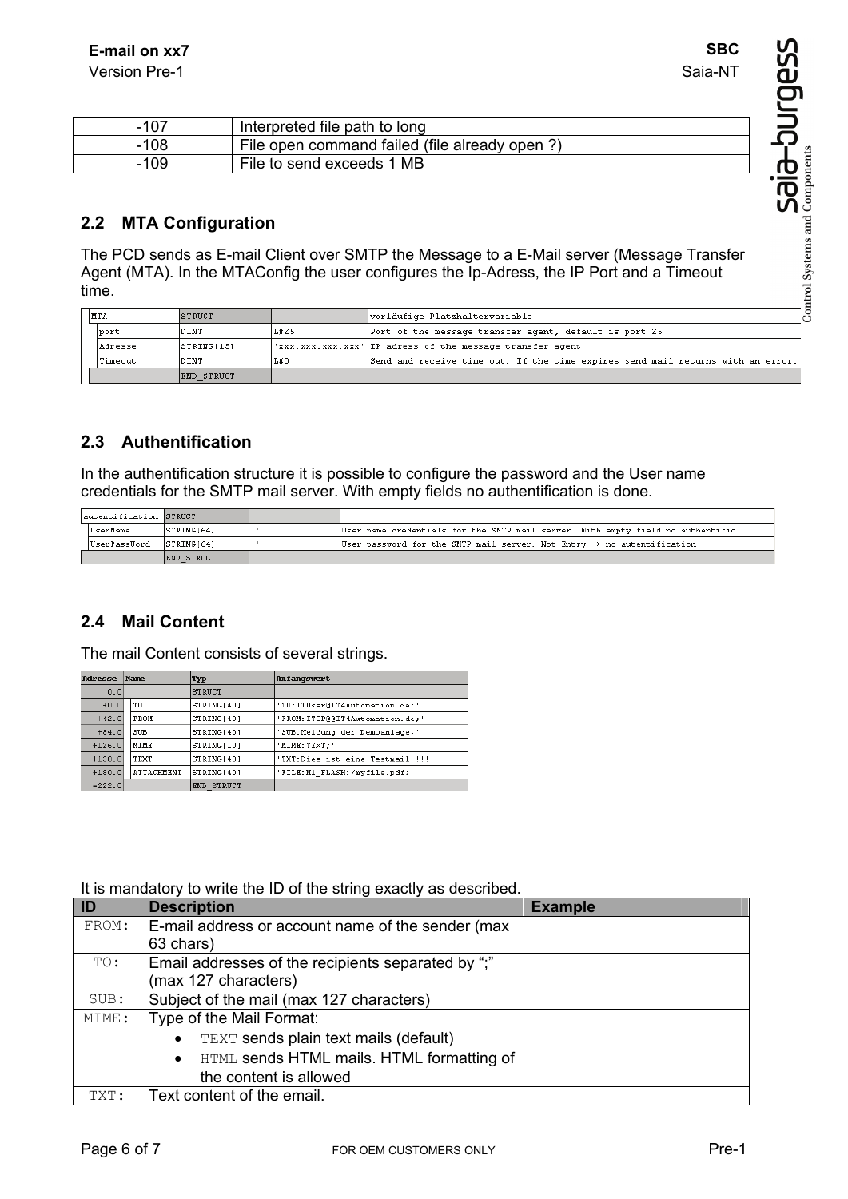| -107 | Interpreted file path to long |
|---|---|
| -108 | File open command failed (file already open ?) |
| -109 | File to send exceeds 1 MB |

## 2.2 MTA Configuration

The PCD sends as E-mail Client over SMTP the Message to a E-Mail server (Message Transfer Agent (MTA). In the MTAConfig the user configures the Ip-Adress, the IP Port and a Timeout time.

| MTA | STRUCT | | vorläufige Platzhaltervariable |
|---|---|---|---|
| port | DINT | L#25 | Port of the message transfer agent, default is port 25 |
| Adresse | STRING[15] | 'xxx.xxx.xxx.xxx' | IP adress of the message transfer agent |
| Timeout | DINT | L#0 | Send and receive time out. If the time expires send mail returns with an error. |
| | END_STRUCT | | |

## 2.3 Authentification

In the authentification structure it is possible to configure the password and the User name credentials for the SMTP mail server. With empty fields no authentification is done.

| autentification | STRUCT | | |
|---|---|---|---|
| UserName | STRING[64] | '' | User name credentials for the SMTP mail server. With empty field no authentific |
| UserPassWord | STRING[64] | '' | User password for the SMTP mail server. Not Entry -> no autentification |
| | END_STRUCT | | |

## 2.4 Mail Content

The mail Content consists of several strings.

| Adresse | Name | Typ | Anfangswert |
|---|---|---|---|
| 0.0 | | STRUCT | |
| +0.0 | TO | STRING[40] | 'TO:ITUser@IT4Automation.de;' |
| +42.0 | FROM | STRING[40] | 'FROM:I7CP@@IT4Automation.de;' |
| +84.0 | SUB | STRING[40] | 'SUB:Meldung der Demoanlage;' |
| +126.0 | MIME | STRING[10] | 'MIME:TEXT;' |
| +138.0 | TEXT | STRING[40] | 'TXT:Dies ist eine Testmail !!!' |
| +180.0 | ATTACHMENT | STRING[40] | 'FILE:M1_FLASH:/myfile.pdf;' |
| =222.0 | | END_STRUCT | |

It is mandatory to write the ID of the string exactly as described.

| ID | Description | Example |
|---|---|---|
| FROM: | E-mail address or account name of the sender (max 63 chars) | |
| TO: | Email addresses of the recipients separated by ";" (max 127 characters) | |
| SUB: | Subject of the mail (max 127 characters) | |
| MIME: | Type of the Mail Format:<br>• TEXT sends plain text mails (default)<br>• HTML sends HTML mails. HTML formatting of the content is allowed | |
| TXT: | Text content of the email. | |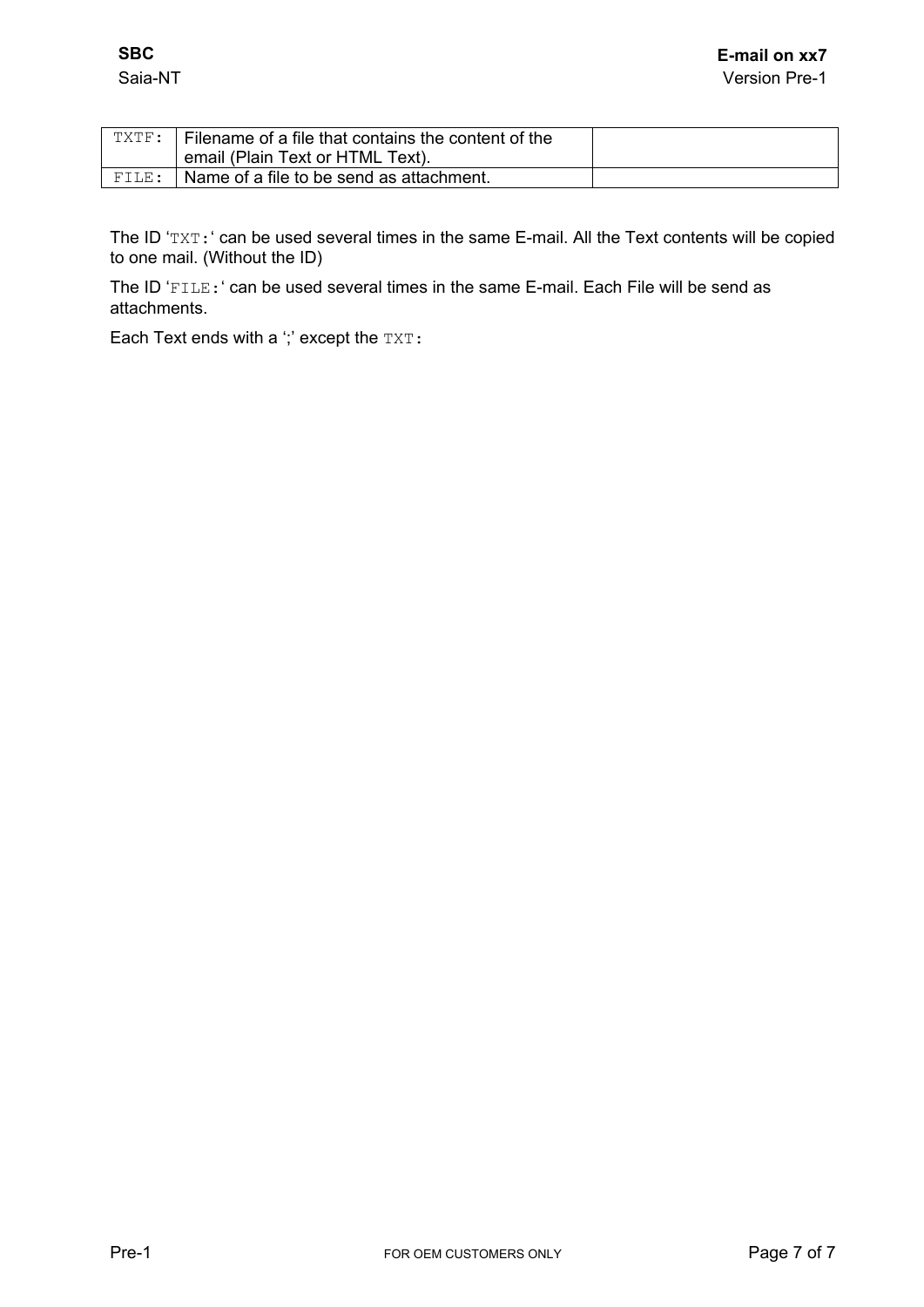| | | |
|---|---|---|
| `TXTF:` | Filename of a file that contains the content of the email (Plain Text or HTML Text). | |
| `FILE:` | Name of a file to be send as attachment. | |

The ID '`TXT:`' can be used several times in the same E-mail. All the Text contents will be copied to one mail. (Without the ID)

The ID '`FILE:`' can be used several times in the same E-mail. Each File will be send as attachments.

Each Text ends with a ';' except the `TXT:`